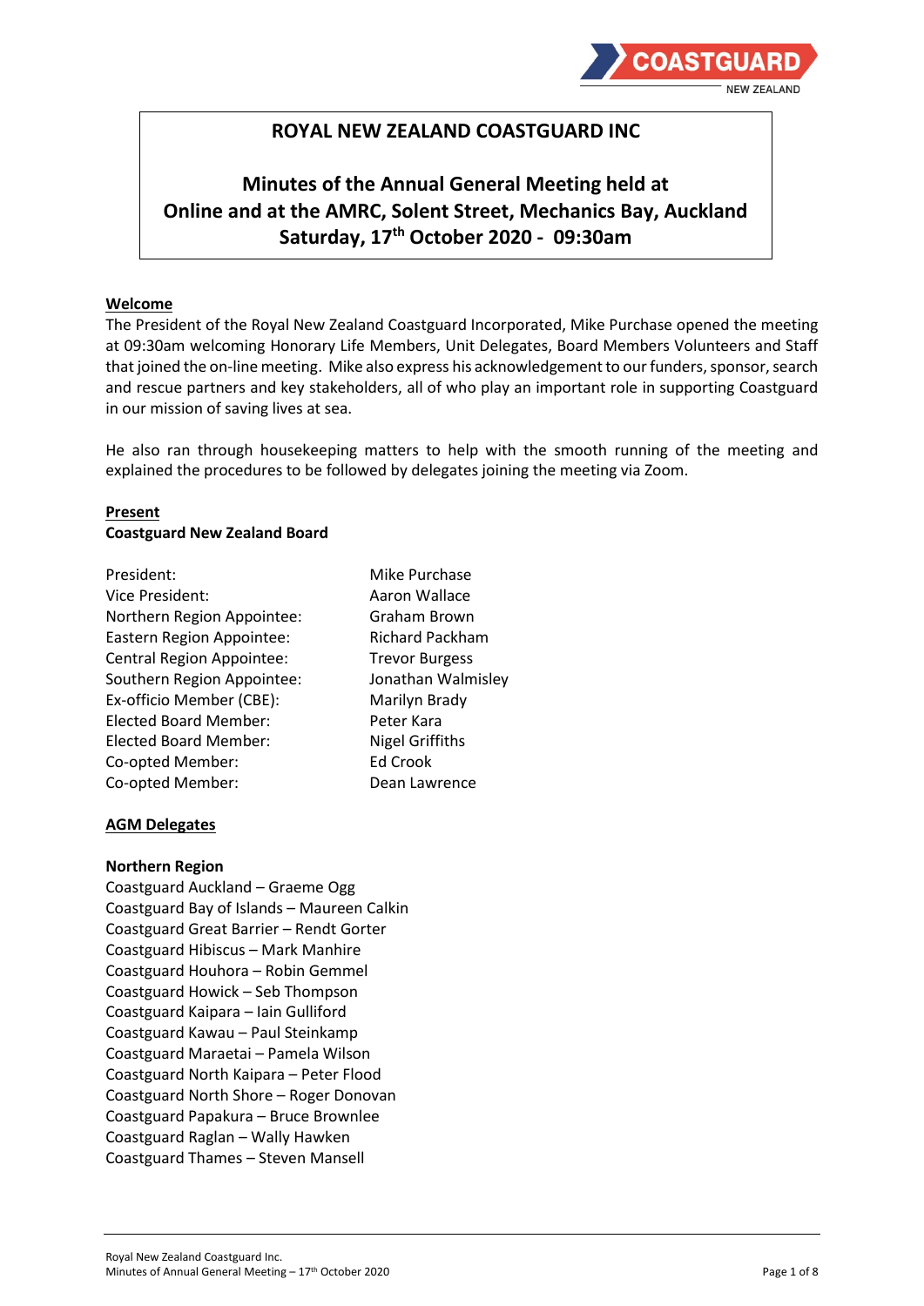# ROYAL NEW ZEALAND COASTGUARD INC

## Minutes of the Annual General Meeting held at Online and at the AMRC, Solent Street, Mechanics Bay, Auckland Saturday, 17th October 2020 - 09:30am

**Welcome**

The President of the Royal New Zealand Coastguard Incorporated, Mike Purchase opened the meeting at 09:30am welcoming Honorary Life Members, Unit Delegates, Board Members Volunteers and Staff that joined the on-line meeting. Mike also express his acknowledgement to our funders, sponsor, search and rescue partners and key stakeholders, all of who play an important role in supporting Coastguard in our mission of saving lives at sea.

He also ran through housekeeping matters to help with the smooth running of the meeting and explained the procedures to be followed by delegates joining the meeting via Zoom.

**Present**

**Coastguard New Zealand Board**

| | |
|---|---|
| President: | Mike Purchase |
| Vice President: | Aaron Wallace |
| Northern Region Appointee: | Graham Brown |
| Eastern Region Appointee: | Richard Packham |
| Central Region Appointee: | Trevor Burgess |
| Southern Region Appointee: | Jonathan Walmisley |
| Ex-officio Member (CBE): | Marilyn Brady |
| Elected Board Member: | Peter Kara |
| Elected Board Member: | Nigel Griffiths |
| Co-opted Member: | Ed Crook |
| Co-opted Member: | Dean Lawrence |

**AGM Delegates**

**Northern Region**

Coastguard Auckland – Graeme Ogg
Coastguard Bay of Islands – Maureen Calkin
Coastguard Great Barrier – Rendt Gorter
Coastguard Hibiscus – Mark Manhire
Coastguard Houhora – Robin Gemmel
Coastguard Howick – Seb Thompson
Coastguard Kaipara – Iain Gulliford
Coastguard Kawau – Paul Steinkamp
Coastguard Maraetai – Pamela Wilson
Coastguard North Kaipara – Peter Flood
Coastguard North Shore – Roger Donovan
Coastguard Papakura – Bruce Brownlee
Coastguard Raglan – Wally Hawken
Coastguard Thames – Steven Mansell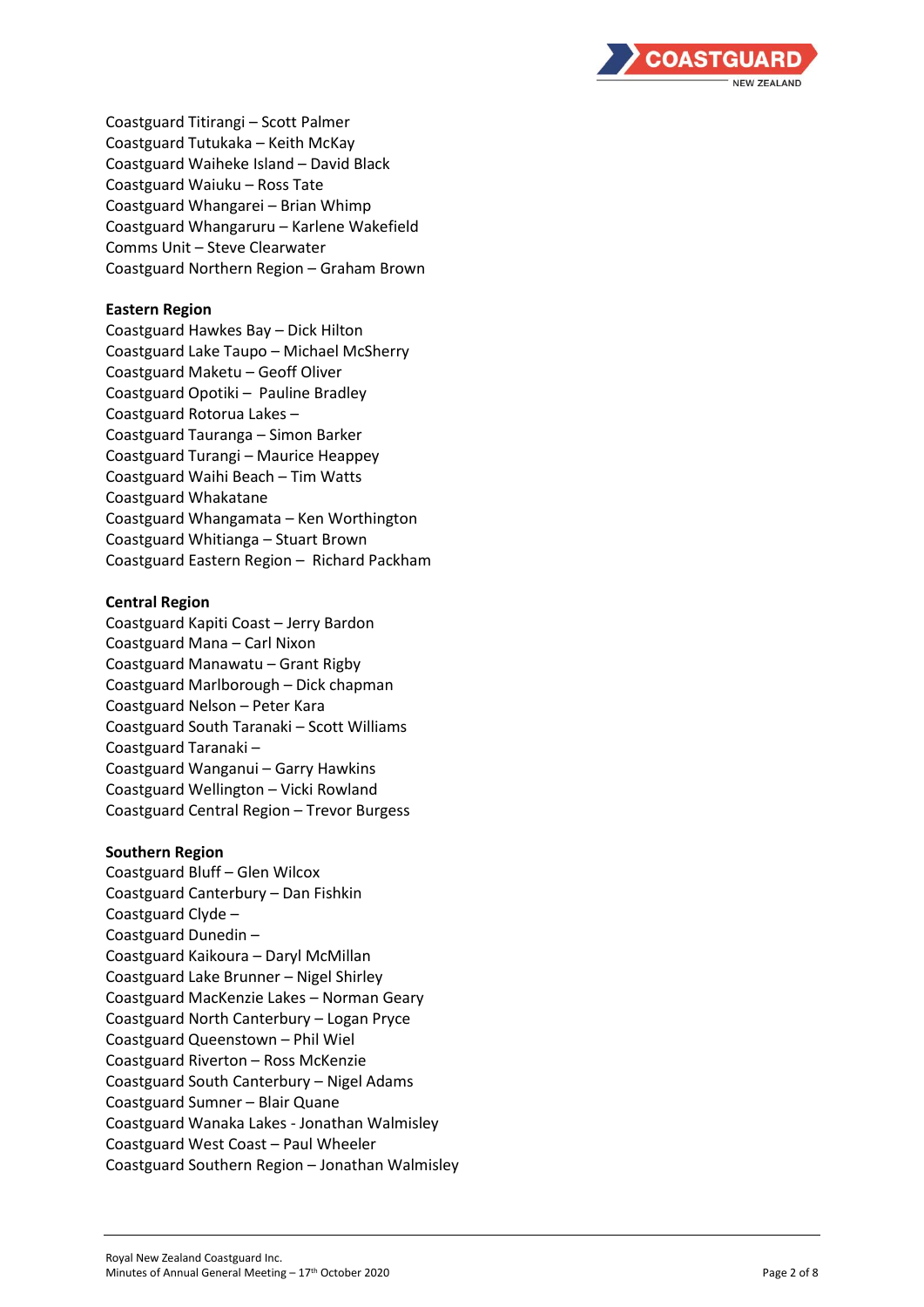Coastguard Titirangi – Scott Palmer
Coastguard Tutukaka – Keith McKay
Coastguard Waiheke Island – David Black
Coastguard Waiuku – Ross Tate
Coastguard Whangarei – Brian Whimp
Coastguard Whangaruru – Karlene Wakefield
Comms Unit – Steve Clearwater
Coastguard Northern Region – Graham Brown

**Eastern Region**
Coastguard Hawkes Bay – Dick Hilton
Coastguard Lake Taupo – Michael McSherry
Coastguard Maketu – Geoff Oliver
Coastguard Opotiki – Pauline Bradley
Coastguard Rotorua Lakes –
Coastguard Tauranga – Simon Barker
Coastguard Turangi – Maurice Heappey
Coastguard Waihi Beach – Tim Watts
Coastguard Whakatane
Coastguard Whangamata – Ken Worthington
Coastguard Whitianga – Stuart Brown
Coastguard Eastern Region – Richard Packham

**Central Region**
Coastguard Kapiti Coast – Jerry Bardon
Coastguard Mana – Carl Nixon
Coastguard Manawatu – Grant Rigby
Coastguard Marlborough – Dick chapman
Coastguard Nelson – Peter Kara
Coastguard South Taranaki – Scott Williams
Coastguard Taranaki –
Coastguard Wanganui – Garry Hawkins
Coastguard Wellington – Vicki Rowland
Coastguard Central Region – Trevor Burgess

**Southern Region**
Coastguard Bluff – Glen Wilcox
Coastguard Canterbury – Dan Fishkin
Coastguard Clyde –
Coastguard Dunedin –
Coastguard Kaikoura – Daryl McMillan
Coastguard Lake Brunner – Nigel Shirley
Coastguard MacKenzie Lakes – Norman Geary
Coastguard North Canterbury – Logan Pryce
Coastguard Queenstown – Phil Wiel
Coastguard Riverton – Ross McKenzie
Coastguard South Canterbury – Nigel Adams
Coastguard Sumner – Blair Quane
Coastguard Wanaka Lakes - Jonathan Walmisley
Coastguard West Coast – Paul Wheeler
Coastguard Southern Region – Jonathan Walmisley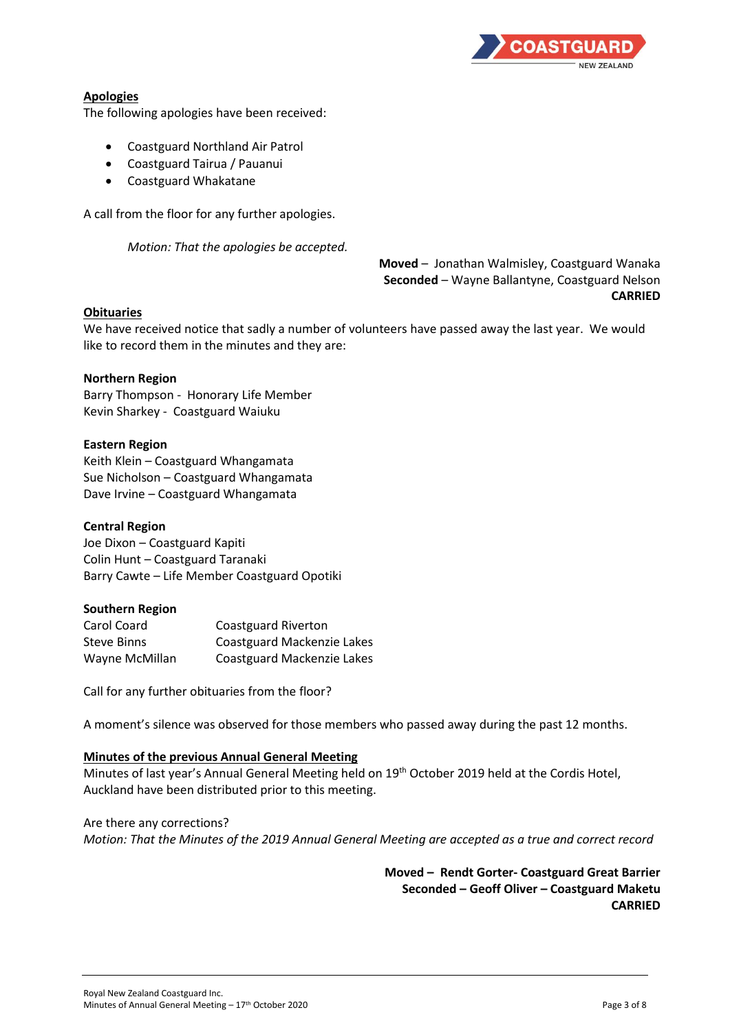## Apologies

The following apologies have been received:

- Coastguard Northland Air Patrol
- Coastguard Tairua / Pauanui
- Coastguard Whakatane

A call from the floor for any further apologies.

*Motion: That the apologies be accepted.*

**Moved** – Jonathan Walmisley, Coastguard Wanaka
**Seconded** – Wayne Ballantyne, Coastguard Nelson
**CARRIED**

## Obituaries

We have received notice that sadly a number of volunteers have passed away the last year. We would like to record them in the minutes and they are:

**Northern Region**
Barry Thompson - Honorary Life Member
Kevin Sharkey - Coastguard Waiuku

**Eastern Region**
Keith Klein – Coastguard Whangamata
Sue Nicholson – Coastguard Whangamata
Dave Irvine – Coastguard Whangamata

**Central Region**
Joe Dixon – Coastguard Kapiti
Colin Hunt – Coastguard Taranaki
Barry Cawte – Life Member Coastguard Opotiki

**Southern Region**

| | |
|---|---|
| Carol Coard | Coastguard Riverton |
| Steve Binns | Coastguard Mackenzie Lakes |
| Wayne McMillan | Coastguard Mackenzie Lakes |

Call for any further obituaries from the floor?

A moment's silence was observed for those members who passed away during the past 12 months.

## Minutes of the previous Annual General Meeting

Minutes of last year's Annual General Meeting held on 19th October 2019 held at the Cordis Hotel, Auckland have been distributed prior to this meeting.

Are there any corrections?
*Motion: That the Minutes of the 2019 Annual General Meeting are accepted as a true and correct record*

**Moved – Rendt Gorter- Coastguard Great Barrier**
**Seconded – Geoff Oliver – Coastguard Maketu**
**CARRIED**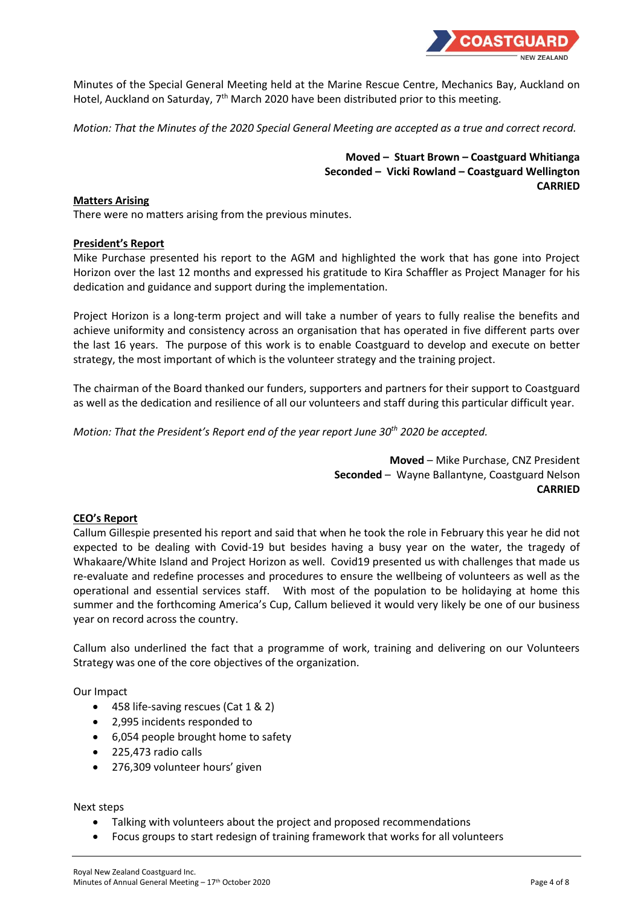Minutes of the Special General Meeting held at the Marine Rescue Centre, Mechanics Bay, Auckland on Hotel, Auckland on Saturday, 7th March 2020 have been distributed prior to this meeting.

*Motion: That the Minutes of the 2020 Special General Meeting are accepted as a true and correct record.*

**Moved – Stuart Brown – Coastguard Whitianga**
**Seconded – Vicki Rowland – Coastguard Wellington**
**CARRIED**

**Matters Arising**

There were no matters arising from the previous minutes.

**President's Report**

Mike Purchase presented his report to the AGM and highlighted the work that has gone into Project Horizon over the last 12 months and expressed his gratitude to Kira Schaffler as Project Manager for his dedication and guidance and support during the implementation.

Project Horizon is a long-term project and will take a number of years to fully realise the benefits and achieve uniformity and consistency across an organisation that has operated in five different parts over the last 16 years. The purpose of this work is to enable Coastguard to develop and execute on better strategy, the most important of which is the volunteer strategy and the training project.

The chairman of the Board thanked our funders, supporters and partners for their support to Coastguard as well as the dedication and resilience of all our volunteers and staff during this particular difficult year.

*Motion: That the President's Report end of the year report June 30th 2020 be accepted.*

**Moved** – Mike Purchase, CNZ President
**Seconded** – Wayne Ballantyne, Coastguard Nelson
**CARRIED**

**CEO's Report**

Callum Gillespie presented his report and said that when he took the role in February this year he did not expected to be dealing with Covid-19 but besides having a busy year on the water, the tragedy of Whakaare/White Island and Project Horizon as well. Covid19 presented us with challenges that made us re-evaluate and redefine processes and procedures to ensure the wellbeing of volunteers as well as the operational and essential services staff. With most of the population to be holidaying at home this summer and the forthcoming America's Cup, Callum believed it would very likely be one of our business year on record across the country.

Callum also underlined the fact that a programme of work, training and delivering on our Volunteers Strategy was one of the core objectives of the organization.

Our Impact

- 458 life-saving rescues (Cat 1 & 2)
- 2,995 incidents responded to
- 6,054 people brought home to safety
- 225,473 radio calls
- 276,309 volunteer hours' given

Next steps

- Talking with volunteers about the project and proposed recommendations
- Focus groups to start redesign of training framework that works for all volunteers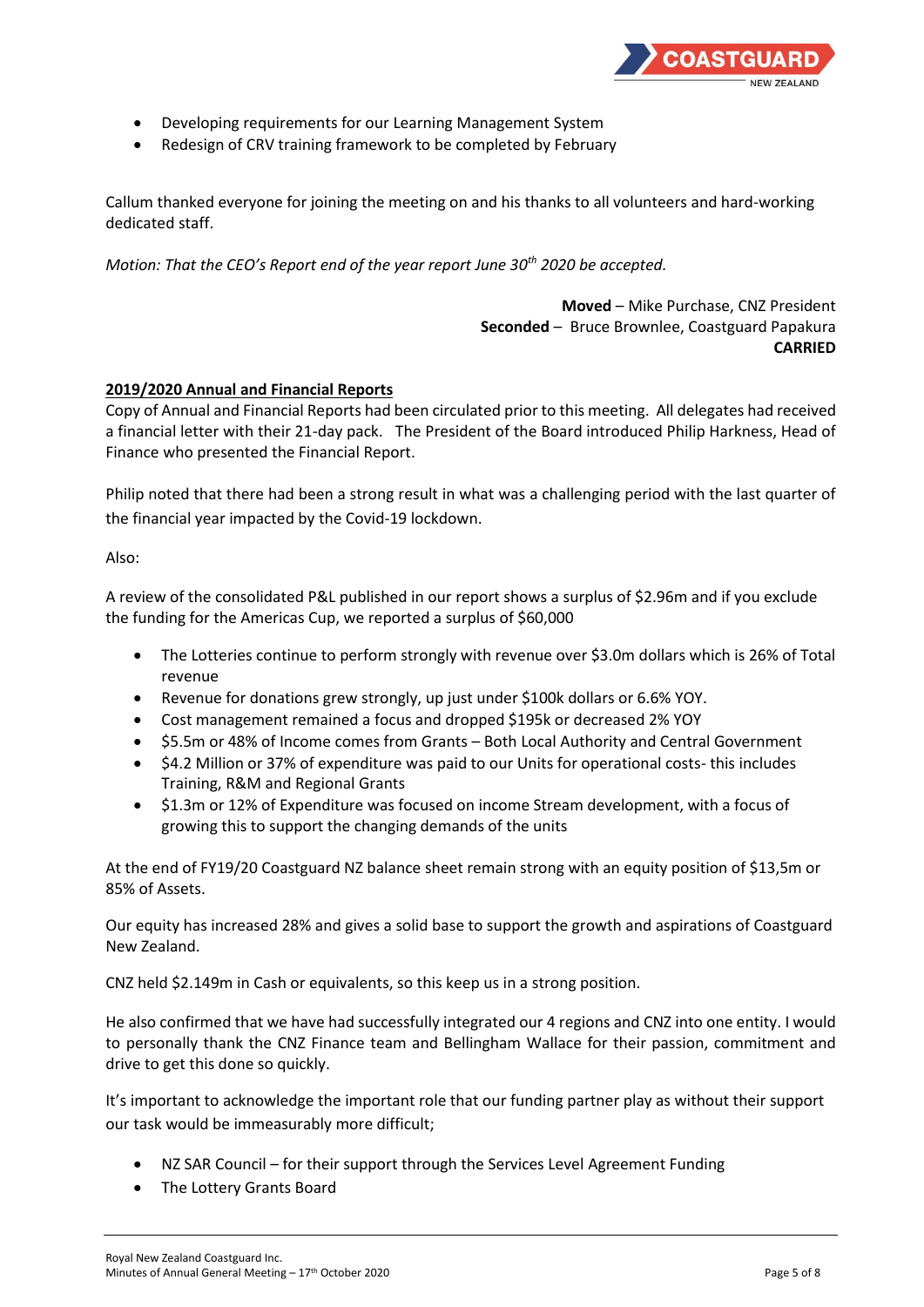- Developing requirements for our Learning Management System
- Redesign of CRV training framework to be completed by February

Callum thanked everyone for joining the meeting on and his thanks to all volunteers and hard-working dedicated staff.

*Motion: That the CEO's Report end of the year report June 30th 2020 be accepted.*

**Moved** – Mike Purchase, CNZ President
**Seconded** – Bruce Brownlee, Coastguard Papakura
**CARRIED**

**2019/2020 Annual and Financial Reports**

Copy of Annual and Financial Reports had been circulated prior to this meeting. All delegates had received a financial letter with their 21-day pack. The President of the Board introduced Philip Harkness, Head of Finance who presented the Financial Report.

Philip noted that there had been a strong result in what was a challenging period with the last quarter of the financial year impacted by the Covid-19 lockdown.

Also:

A review of the consolidated P&L published in our report shows a surplus of $2.96m and if you exclude the funding for the Americas Cup, we reported a surplus of $60,000

- The Lotteries continue to perform strongly with revenue over $3.0m dollars which is 26% of Total revenue
- Revenue for donations grew strongly, up just under $100k dollars or 6.6% YOY.
- Cost management remained a focus and dropped $195k or decreased 2% YOY
- $5.5m or 48% of Income comes from Grants – Both Local Authority and Central Government
- $4.2 Million or 37% of expenditure was paid to our Units for operational costs- this includes Training, R&M and Regional Grants
- $1.3m or 12% of Expenditure was focused on income Stream development, with a focus of growing this to support the changing demands of the units

At the end of FY19/20 Coastguard NZ balance sheet remain strong with an equity position of $13,5m or 85% of Assets.

Our equity has increased 28% and gives a solid base to support the growth and aspirations of Coastguard New Zealand.

CNZ held $2.149m in Cash or equivalents, so this keep us in a strong position.

He also confirmed that we have had successfully integrated our 4 regions and CNZ into one entity. I would to personally thank the CNZ Finance team and Bellingham Wallace for their passion, commitment and drive to get this done so quickly.

It's important to acknowledge the important role that our funding partner play as without their support our task would be immeasurably more difficult;

- NZ SAR Council – for their support through the Services Level Agreement Funding
- The Lottery Grants Board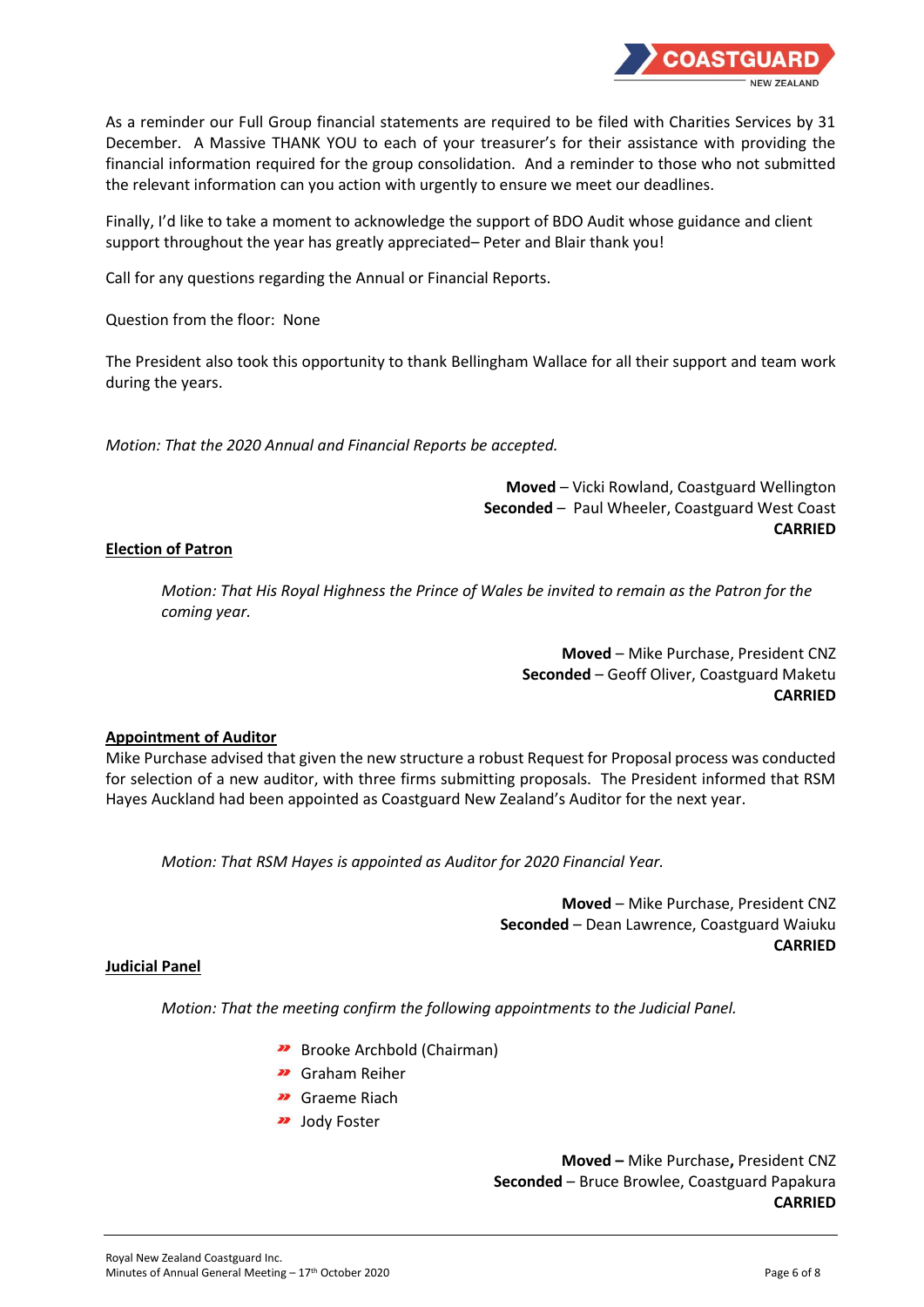As a reminder our Full Group financial statements are required to be filed with Charities Services by 31 December. A Massive THANK YOU to each of your treasurer's for their assistance with providing the financial information required for the group consolidation. And a reminder to those who not submitted the relevant information can you action with urgently to ensure we meet our deadlines.

Finally, I'd like to take a moment to acknowledge the support of BDO Audit whose guidance and client support throughout the year has greatly appreciated– Peter and Blair thank you!

Call for any questions regarding the Annual or Financial Reports.

Question from the floor: None

The President also took this opportunity to thank Bellingham Wallace for all their support and team work during the years.

*Motion: That the 2020 Annual and Financial Reports be accepted.*

**Moved** – Vicki Rowland, Coastguard Wellington
**Seconded** – Paul Wheeler, Coastguard West Coast
**CARRIED**

**Election of Patron**

*Motion: That His Royal Highness the Prince of Wales be invited to remain as the Patron for the coming year.*

**Moved** – Mike Purchase, President CNZ
**Seconded** – Geoff Oliver, Coastguard Maketu
**CARRIED**

**Appointment of Auditor**

Mike Purchase advised that given the new structure a robust Request for Proposal process was conducted for selection of a new auditor, with three firms submitting proposals. The President informed that RSM Hayes Auckland had been appointed as Coastguard New Zealand's Auditor for the next year.

*Motion: That RSM Hayes is appointed as Auditor for 2020 Financial Year.*

**Moved** – Mike Purchase, President CNZ
**Seconded** – Dean Lawrence, Coastguard Waiuku
**CARRIED**

**Judicial Panel**

*Motion: That the meeting confirm the following appointments to the Judicial Panel.*

- Brooke Archbold (Chairman)
- Graham Reiher
- Graeme Riach
- Jody Foster

**Moved –** Mike Purchase**,** President CNZ
**Seconded** – Bruce Browlee, Coastguard Papakura
**CARRIED**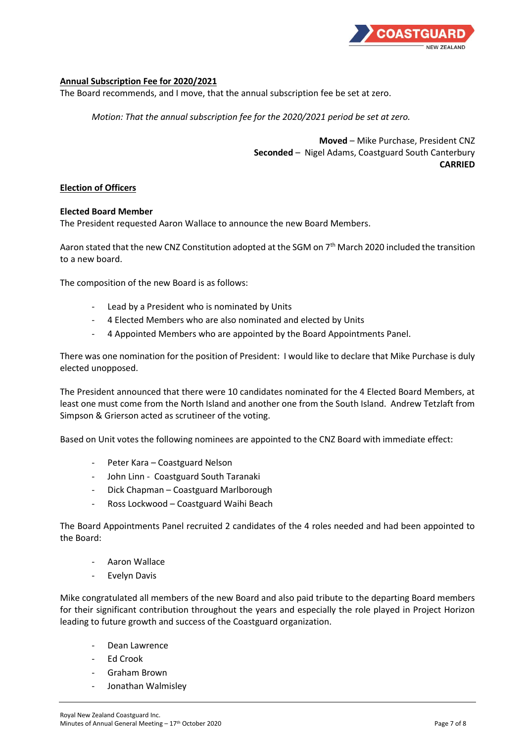## Annual Subscription Fee for 2020/2021

The Board recommends, and I move, that the annual subscription fee be set at zero.

*Motion: That the annual subscription fee for the 2020/2021 period be set at zero.*

**Moved** – Mike Purchase, President CNZ
**Seconded** – Nigel Adams, Coastguard South Canterbury
**CARRIED**

## Election of Officers

### Elected Board Member

The President requested Aaron Wallace to announce the new Board Members.

Aaron stated that the new CNZ Constitution adopted at the SGM on 7th March 2020 included the transition to a new board.

The composition of the new Board is as follows:

- Lead by a President who is nominated by Units
- 4 Elected Members who are also nominated and elected by Units
- 4 Appointed Members who are appointed by the Board Appointments Panel.

There was one nomination for the position of President: I would like to declare that Mike Purchase is duly elected unopposed.

The President announced that there were 10 candidates nominated for the 4 Elected Board Members, at least one must come from the North Island and another one from the South Island. Andrew Tetzlaft from Simpson & Grierson acted as scrutineer of the voting.

Based on Unit votes the following nominees are appointed to the CNZ Board with immediate effect:

- Peter Kara – Coastguard Nelson
- John Linn - Coastguard South Taranaki
- Dick Chapman – Coastguard Marlborough
- Ross Lockwood – Coastguard Waihi Beach

The Board Appointments Panel recruited 2 candidates of the 4 roles needed and had been appointed to the Board:

- Aaron Wallace
- Evelyn Davis

Mike congratulated all members of the new Board and also paid tribute to the departing Board members for their significant contribution throughout the years and especially the role played in Project Horizon leading to future growth and success of the Coastguard organization.

- Dean Lawrence
- Ed Crook
- Graham Brown
- Jonathan Walmisley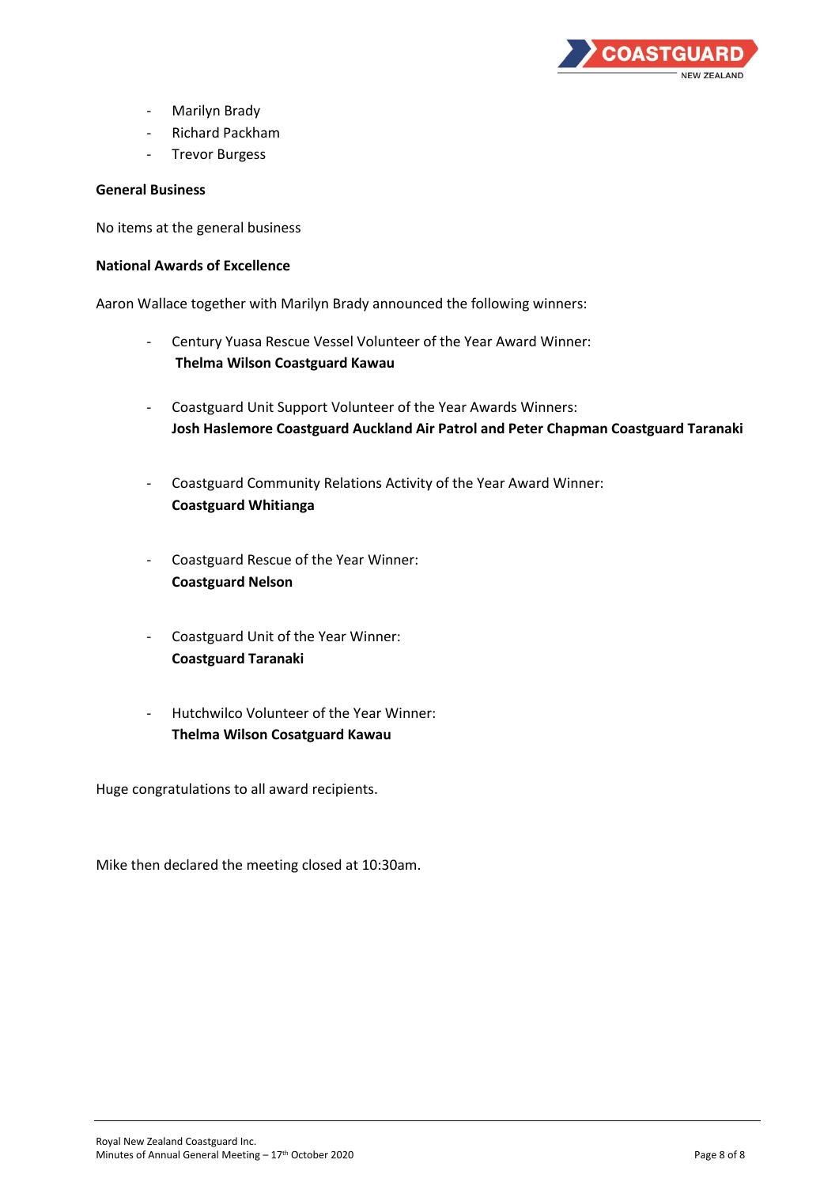- Marilyn Brady
- Richard Packham
- Trevor Burgess

**General Business**

No items at the general business

**National Awards of Excellence**

Aaron Wallace together with Marilyn Brady announced the following winners:

- Century Yuasa Rescue Vessel Volunteer of the Year Award Winner:
  **Thelma Wilson Coastguard Kawau**

- Coastguard Unit Support Volunteer of the Year Awards Winners:
  **Josh Haslemore Coastguard Auckland Air Patrol and Peter Chapman Coastguard Taranaki**

- Coastguard Community Relations Activity of the Year Award Winner:
  **Coastguard Whitianga**

- Coastguard Rescue of the Year Winner:
  **Coastguard Nelson**

- Coastguard Unit of the Year Winner:
  **Coastguard Taranaki**

- Hutchwilco Volunteer of the Year Winner:
  **Thelma Wilson Cosatguard Kawau**

Huge congratulations to all award recipients.

Mike then declared the meeting closed at 10:30am.